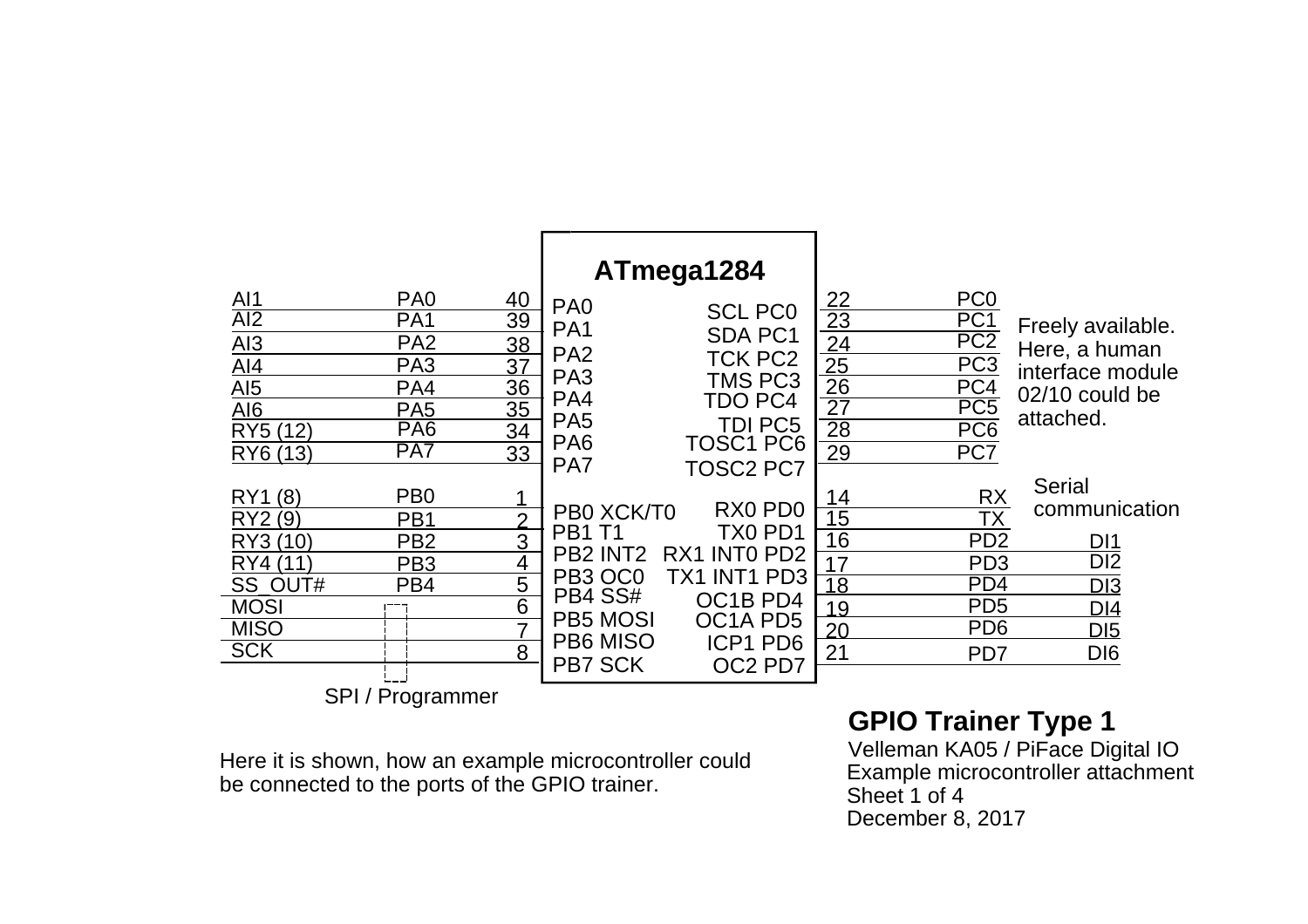**ATmega1284**

| Signal | Port | Pin | Chip pin |
|---|---|---|---|
| AI1 | PA0 | 40 | PA0 |
| AI2 | PA1 | 39 | PA1 |
| AI3 | PA2 | 38 | PA2 |
| AI4 | PA3 | 37 | PA3 |
| AI5 | PA4 | 36 | PA4 |
| AI6 | PA5 | 35 | PA5 |
| RY5 (12) | PA6 | 34 | PA6 |
| RY6 (13) | PA7 | 33 | PA7 |
| RY1 (8) | PB0 | 1 | PB0 XCK/T0 |
| RY2 (9) | PB1 | 2 | PB1 T1 |
| RY3 (10) | PB2 | 3 | PB2 INT2 |
| RY4 (11) | PB3 | 4 | PB3 OC0 |
| SS_OUT# | PB4 | 5 | PB4 SS# |
| MOSI | | 6 | PB5 MOSI |
| MISO | | 7 | PB6 MISO |
| SCK | | 8 | PB7 SCK |

SPI / Programmer

| Chip pin | Pin | Port | Signal |
|---|---|---|---|
| SCL PC0 | 22 | PC0 | |
| SDA PC1 | 23 | PC1 | |
| TCK PC2 | 24 | PC2 | |
| TMS PC3 | 25 | PC3 | |
| TDO PC4 | 26 | PC4 | |
| TDI PC5 | 27 | PC5 | |
| TOSC1 PC6 | 28 | PC6 | |
| TOSC2 PC7 | 29 | PC7 | |
| RX0 PD0 | 14 | RX | |
| TX0 PD1 | 15 | TX | |
| RX1 INT0 PD2 | 16 | PD2 | DI1 |
| TX1 INT1 PD3 | 17 | PD3 | DI2 |
| OC1B PD4 | 18 | PD4 | DI3 |
| OC1A PD5 | 19 | PD5 | DI4 |
| ICP1 PD6 | 20 | PD6 | DI5 |
| OC2 PD7 | 21 | PD7 | DI6 |

PC0–PC7: Freely available. Here, a human interface module 02/10 could be attached.

PD0–PD1 (RX, TX): Serial communication

Here it is shown, how an example microcontroller could be connected to the ports of the GPIO trainer.

**GPIO Trainer Type 1**

Velleman KA05 / PiFace Digital IO
Example microcontroller attachment
Sheet 1 of 4
December 8, 2017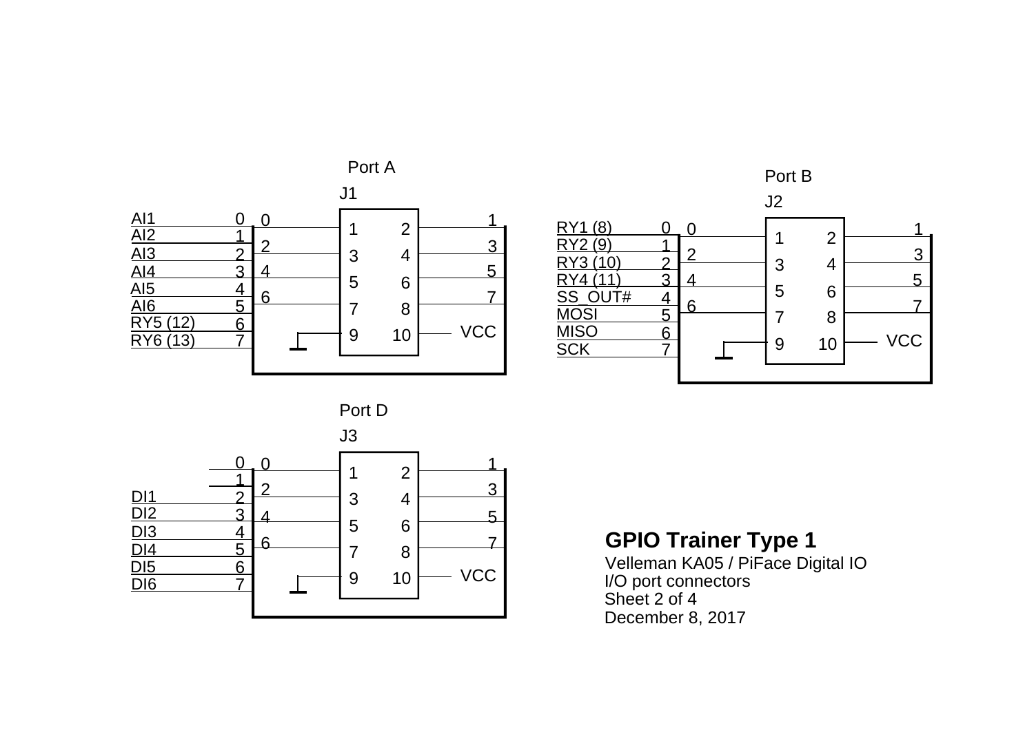## Port A

J1

| Signal | Bit | Connector pin |
|---|---|---|
| AI1 | 0 | 1 |
| AI2 | 1 | 2 |
| AI3 | 2 | 3 |
| AI4 | 3 | 4 |
| AI5 | 4 | 5 |
| AI6 | 5 | 6 |
| RY5 (12) | 6 | 7 |
| RY6 (13) | 7 | 8 |
| GND | | 9 |
| VCC | | 10 |

## Port B

J2

| Signal | Bit | Connector pin |
|---|---|---|
| RY1 (8) | 0 | 1 |
| RY2 (9) | 1 | 2 |
| RY3 (10) | 2 | 3 |
| RY4 (11) | 3 | 4 |
| SS_OUT# | 4 | 5 |
| MOSI | 5 | 6 |
| MISO | 6 | 7 |
| SCK | 7 | 8 |
| GND | | 9 |
| VCC | | 10 |

## Port D

J3

| Signal | Bit | Connector pin |
|---|---|---|
| | 0 | 1 |
| | 1 | 2 |
| DI1 | 2 | 3 |
| DI2 | 3 | 4 |
| DI3 | 4 | 5 |
| DI4 | 5 | 6 |
| DI5 | 6 | 7 |
| DI6 | 7 | 8 |
| GND | | 9 |
| VCC | | 10 |

**GPIO Trainer Type 1**

Velleman KA05 / PiFace Digital IO
I/O port connectors
Sheet 2 of 4
December 8, 2017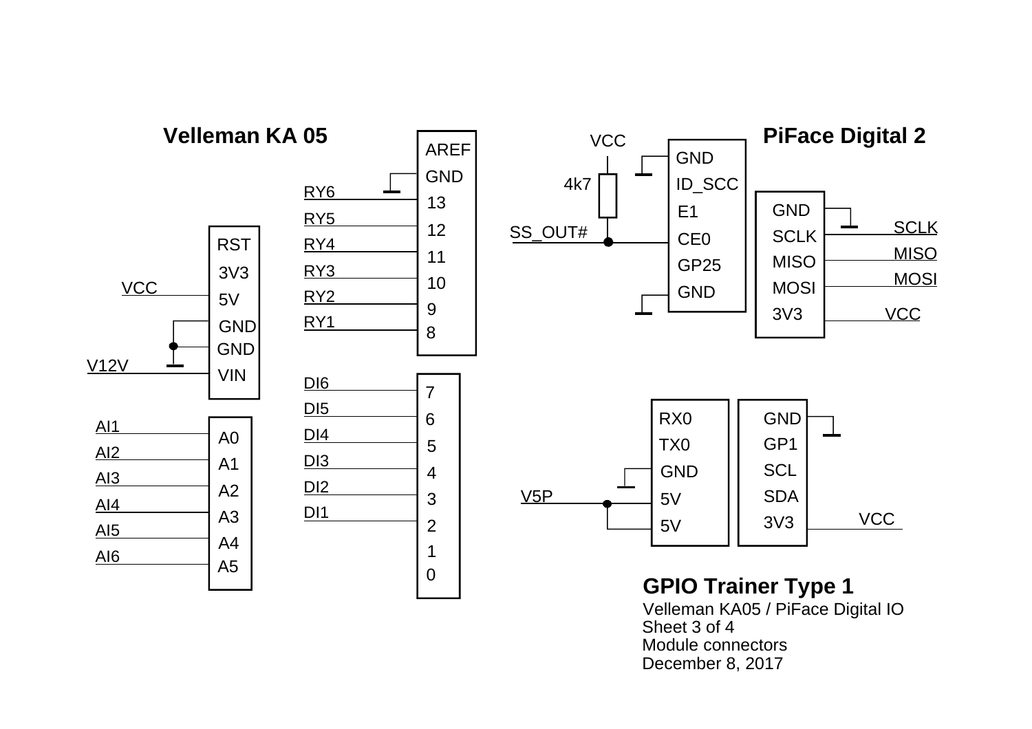## Velleman KA 05

| Signal | Pin |
| --- | --- |
| | AREF |
| (GND) | GND |
| RY6 | 13 |
| RY5 | 12 |
| RY4 | 11 |
| RY3 | 10 |
| RY2 | 9 |
| RY1 | 8 |

| Signal | Pin |
| --- | --- |
| | RST |
| | 3V3 |
| VCC | 5V |
| (GND) | GND |
| (GND) | GND |
| V12V | VIN |

| Signal | Pin |
| --- | --- |
| AI1 | A0 |
| AI2 | A1 |
| AI3 | A2 |
| AI4 | A3 |
| AI5 | A4 |
| AI6 | A5 |

| Signal | Pin |
| --- | --- |
| DI6 | 7 |
| DI5 | 6 |
| DI4 | 5 |
| DI3 | 4 |
| DI2 | 3 |
| DI1 | 2 |
| | 1 |
| | 0 |

## PiFace Digital 2

| Signal | Pin |
| --- | --- |
| (GND) | GND |
| | ID_SCC |
| | E1 |
| SS_OUT# (4k7 pull-up to VCC) | CE0 |
| | GP25 |
| (GND) | GND |

| Pin | Signal |
| --- | --- |
| GND | (GND) |
| SCLK | SCLK |
| MISO | MISO |
| MOSI | MOSI |
| 3V3 | VCC |

| Signal | Pin |
| --- | --- |
| | RX0 |
| | TX0 |
| (GND) | GND |
| V5P | 5V |
| V5P | 5V |

| Pin | Signal |
| --- | --- |
| GND | (GND) |
| GP1 | |
| SCL | |
| SDA | |
| 3V3 | VCC |

**GPIO Trainer Type 1**

Velleman KA05 / PiFace Digital IO
Sheet 3 of 4
Module connectors
December 8, 2017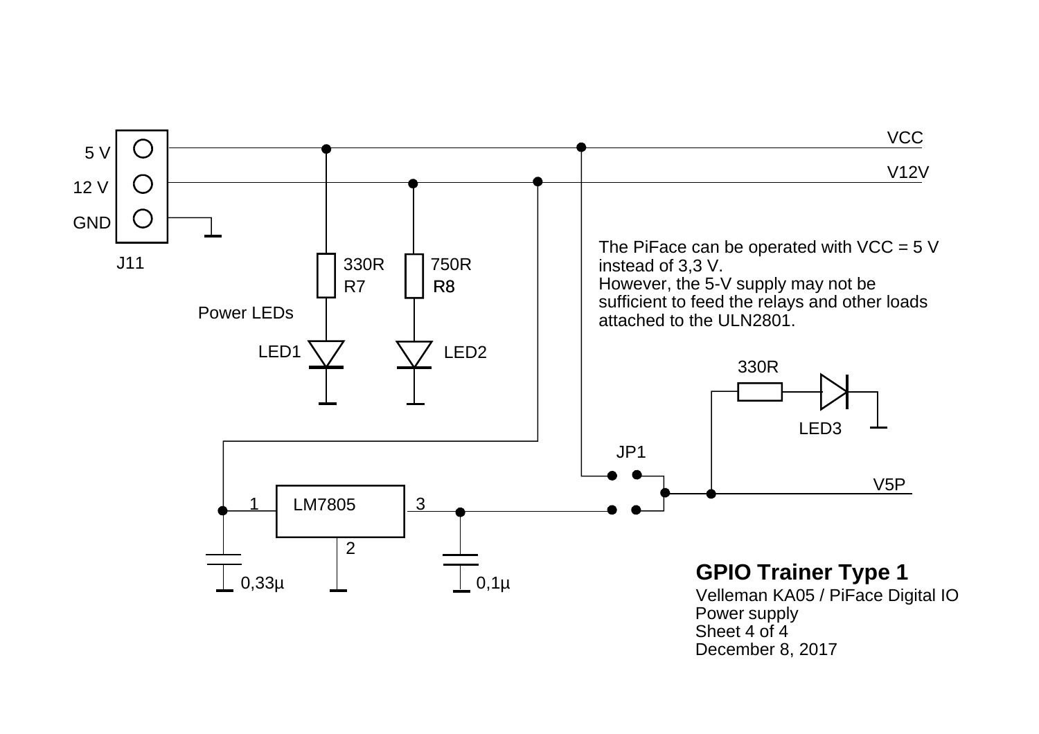5 V
12 V
GND
J11

VCC
V12V

330R
R7
750R
R8

Power LEDs

LED1
LED2

The PiFace can be operated with VCC = 5 V instead of 3,3 V.
However, the 5-V supply may not be sufficient to feed the relays and other loads attached to the ULN2801.

330R
LED3

JP1
V5P

1
LM7805
3
2

0,33µ
0,1µ

**GPIO Trainer Type 1**

Velleman KA05 / PiFace Digital IO
Power supply
Sheet 4 of 4
December 8, 2017